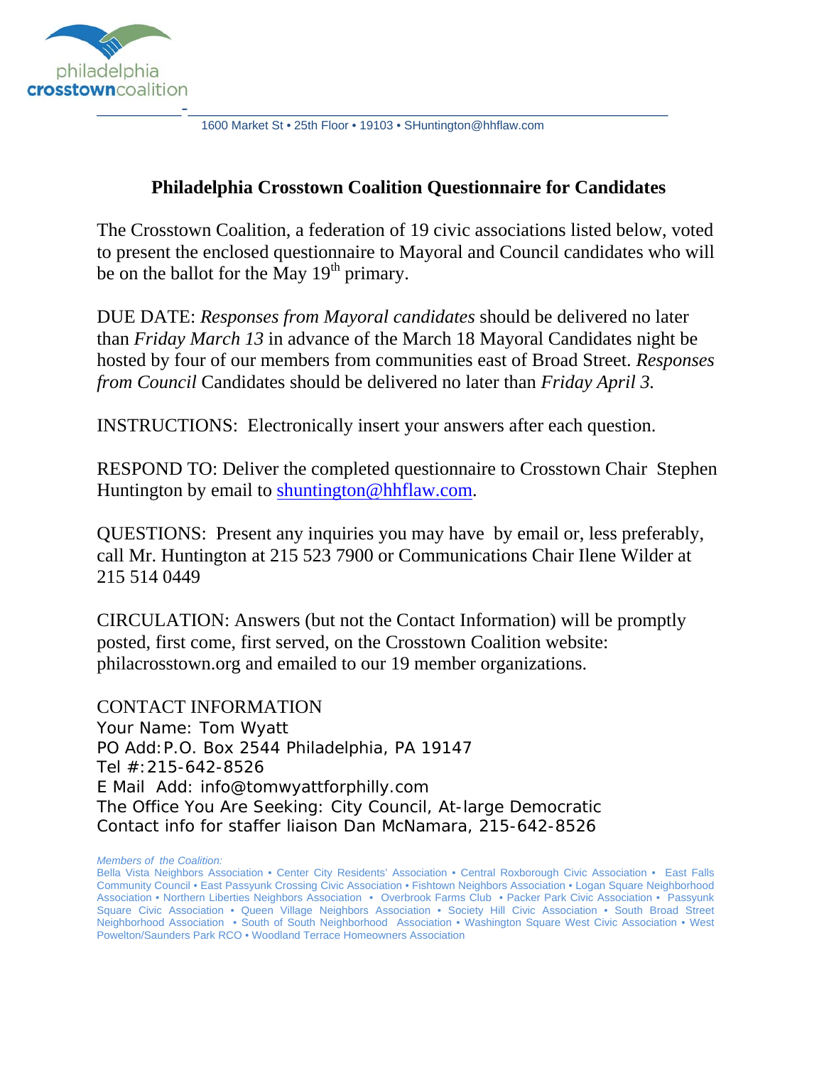philadelphia
**crosstown**coalition

1600 Market St • 25th Floor • 19103 • SHuntington@hhflaw.com

# Philadelphia Crosstown Coalition Questionnaire for Candidates

The Crosstown Coalition, a federation of 19 civic associations listed below, voted to present the enclosed questionnaire to Mayoral and Council candidates who will be on the ballot for the May 19th primary.

DUE DATE: *Responses from Mayoral candidates* should be delivered no later than *Friday March 13* in advance of the March 18 Mayoral Candidates night be hosted by four of our members from communities east of Broad Street. *Responses from Council* Candidates should be delivered no later than *Friday April 3.*

INSTRUCTIONS: Electronically insert your answers after each question.

RESPOND TO: Deliver the completed questionnaire to Crosstown Chair Stephen Huntington by email to shuntington@hhflaw.com.

QUESTIONS: Present any inquiries you may have by email or, less preferably, call Mr. Huntington at 215 523 7900 or Communications Chair Ilene Wilder at 215 514 0449

CIRCULATION: Answers (but not the Contact Information) will be promptly posted, first come, first served, on the Crosstown Coalition website: philacrosstown.org and emailed to our 19 member organizations.

CONTACT INFORMATION
Your Name: Tom Wyatt
PO Add: P.O. Box 2544 Philadelphia, PA 19147
Tel #: 215-642-8526
E Mail Add: info@tomwyattforphilly.com
The Office You Are Seeking: City Council, At-large Democratic
Contact info for staffer liaison Dan McNamara, 215-642-8526

*Members of the Coalition:*
Bella Vista Neighbors Association • Center City Residents' Association • Central Roxborough Civic Association • East Falls Community Council • East Passyunk Crossing Civic Association • Fishtown Neighbors Association • Logan Square Neighborhood Association • Northern Liberties Neighbors Association • Overbrook Farms Club • Packer Park Civic Association • Passyunk Square Civic Association • Queen Village Neighbors Association • Society Hill Civic Association • South Broad Street Neighborhood Association • South of South Neighborhood Association • Washington Square West Civic Association • West Powelton/Saunders Park RCO • Woodland Terrace Homeowners Association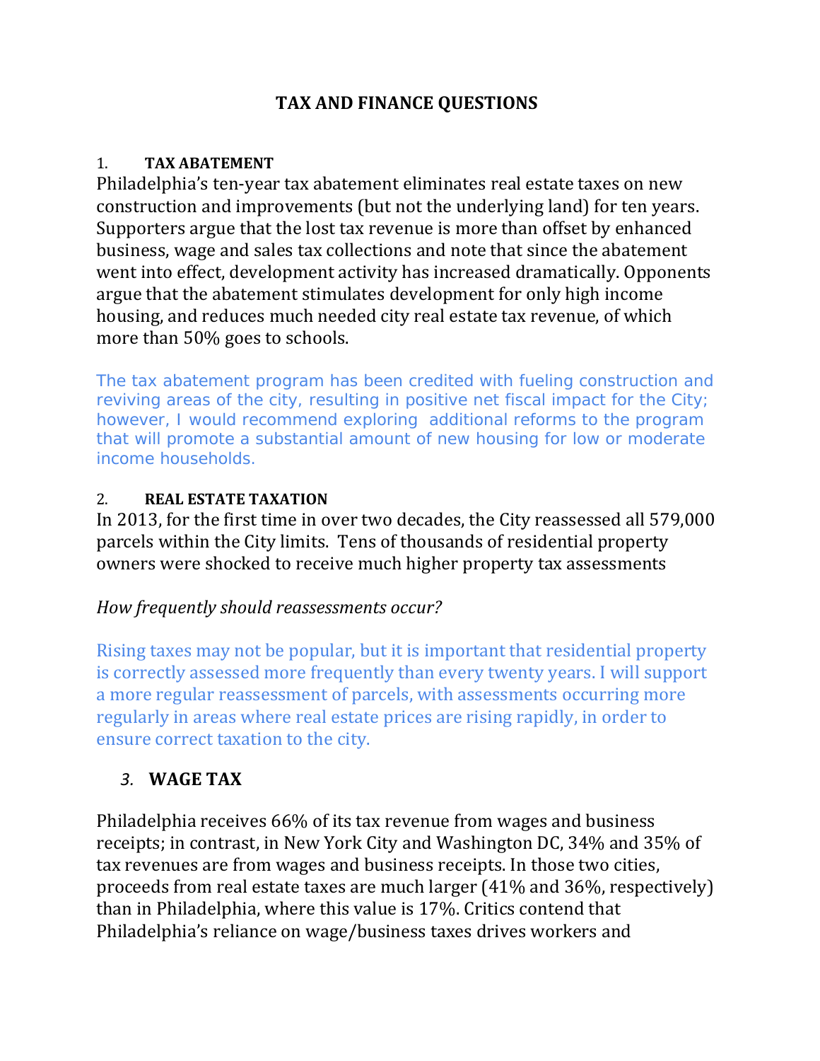# TAX AND FINANCE QUESTIONS

## 1. TAX ABATEMENT

Philadelphia's ten-year tax abatement eliminates real estate taxes on new construction and improvements (but not the underlying land) for ten years. Supporters argue that the lost tax revenue is more than offset by enhanced business, wage and sales tax collections and note that since the abatement went into effect, development activity has increased dramatically. Opponents argue that the abatement stimulates development for only high income housing, and reduces much needed city real estate tax revenue, of which more than 50% goes to schools.

The tax abatement program has been credited with fueling construction and reviving areas of the city, resulting in positive net fiscal impact for the City; however, I would recommend exploring additional reforms to the program that will promote a substantial amount of new housing for low or moderate income households.

## 2. REAL ESTATE TAXATION

In 2013, for the first time in over two decades, the City reassessed all 579,000 parcels within the City limits. Tens of thousands of residential property owners were shocked to receive much higher property tax assessments

*How frequently should reassessments occur?*

Rising taxes may not be popular, but it is important that residential property is correctly assessed more frequently than every twenty years. I will support a more regular reassessment of parcels, with assessments occurring more regularly in areas where real estate prices are rising rapidly, in order to ensure correct taxation to the city.

## 3. WAGE TAX

Philadelphia receives 66% of its tax revenue from wages and business receipts; in contrast, in New York City and Washington DC, 34% and 35% of tax revenues are from wages and business receipts. In those two cities, proceeds from real estate taxes are much larger (41% and 36%, respectively) than in Philadelphia, where this value is 17%. Critics contend that Philadelphia's reliance on wage/business taxes drives workers and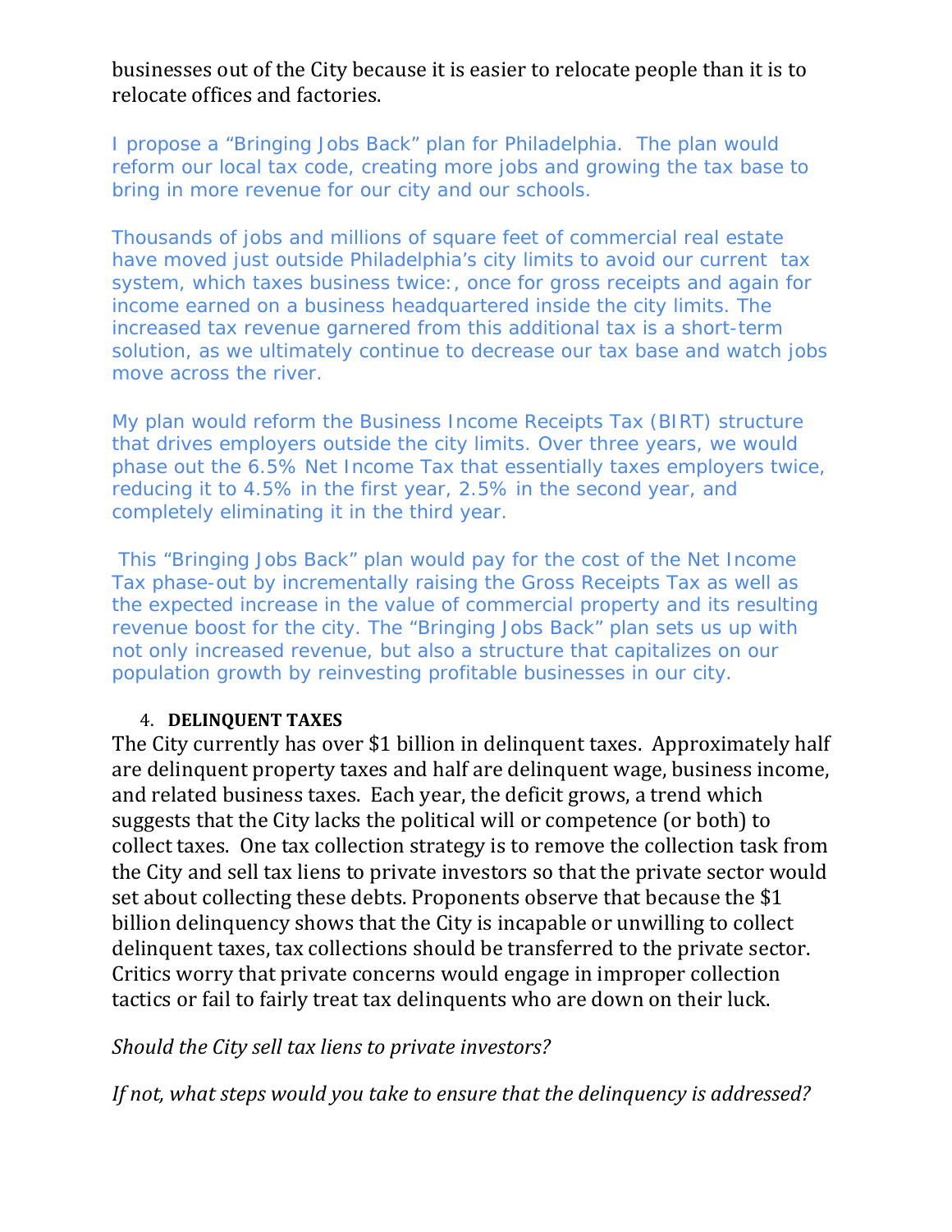businesses out of the City because it is easier to relocate people than it is to relocate offices and factories.

I propose a "Bringing Jobs Back" plan for Philadelphia. The plan would reform our local tax code, creating more jobs and growing the tax base to bring in more revenue for our city and our schools.

Thousands of jobs and millions of square feet of commercial real estate have moved just outside Philadelphia's city limits to avoid our current tax system, which taxes business twice:, once for gross receipts and again for income earned on a business headquartered inside the city limits. The increased tax revenue garnered from this additional tax is a short-term solution, as we ultimately continue to decrease our tax base and watch jobs move across the river.

My plan would reform the Business Income Receipts Tax (BIRT) structure that drives employers outside the city limits. Over three years, we would phase out the 6.5% Net Income Tax that essentially taxes employers twice, reducing it to 4.5% in the first year, 2.5% in the second year, and completely eliminating it in the third year.

This "Bringing Jobs Back" plan would pay for the cost of the Net Income Tax phase-out by incrementally raising the Gross Receipts Tax as well as the expected increase in the value of commercial property and its resulting revenue boost for the city. The "Bringing Jobs Back" plan sets us up with not only increased revenue, but also a structure that capitalizes on our population growth by reinvesting profitable businesses in our city.

4. **DELINQUENT TAXES**

The City currently has over $1 billion in delinquent taxes. Approximately half are delinquent property taxes and half are delinquent wage, business income, and related business taxes. Each year, the deficit grows, a trend which suggests that the City lacks the political will or competence (or both) to collect taxes. One tax collection strategy is to remove the collection task from the City and sell tax liens to private investors so that the private sector would set about collecting these debts. Proponents observe that because the $1 billion delinquency shows that the City is incapable or unwilling to collect delinquent taxes, tax collections should be transferred to the private sector. Critics worry that private concerns would engage in improper collection tactics or fail to fairly treat tax delinquents who are down on their luck.

*Should the City sell tax liens to private investors?*

*If not, what steps would you take to ensure that the delinquency is addressed?*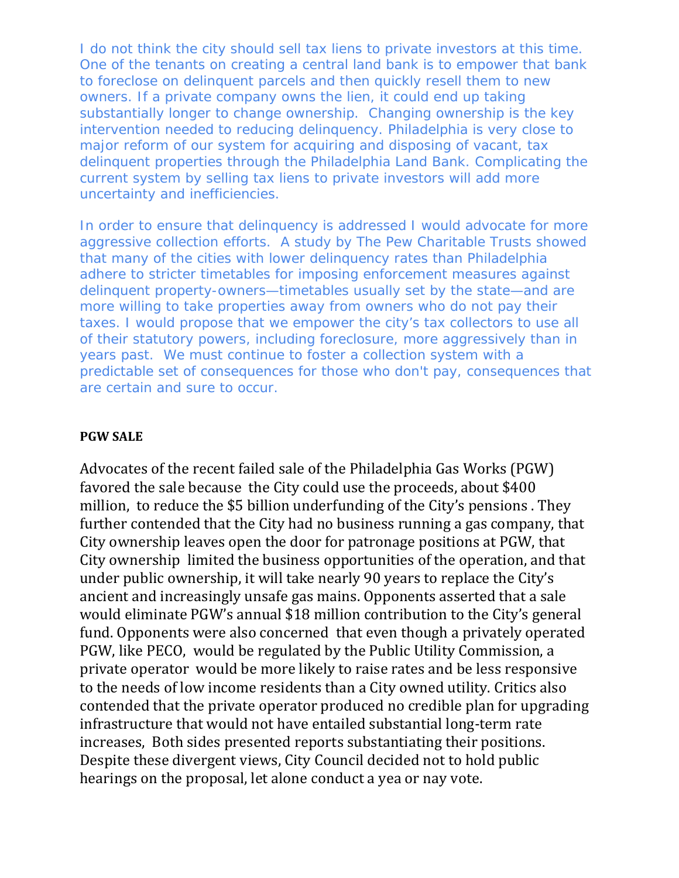I do not think the city should sell tax liens to private investors at this time. One of the tenants on creating a central land bank is to empower that bank to foreclose on delinquent parcels and then quickly resell them to new owners. If a private company owns the lien, it could end up taking substantially longer to change ownership. Changing ownership is the key intervention needed to reducing delinquency. Philadelphia is very close to major reform of our system for acquiring and disposing of vacant, tax delinquent properties through the Philadelphia Land Bank. Complicating the current system by selling tax liens to private investors will add more uncertainty and inefficiencies.

In order to ensure that delinquency is addressed I would advocate for more aggressive collection efforts. A study by The Pew Charitable Trusts showed that many of the cities with lower delinquency rates than Philadelphia adhere to stricter timetables for imposing enforcement measures against delinquent property-owners—timetables usually set by the state—and are more willing to take properties away from owners who do not pay their taxes. I would propose that we empower the city's tax collectors to use all of their statutory powers, including foreclosure, more aggressively than in years past. We must continue to foster a collection system with a predictable set of consequences for those who don't pay, consequences that are certain and sure to occur.

**PGW SALE**

Advocates of the recent failed sale of the Philadelphia Gas Works (PGW) favored the sale because the City could use the proceeds, about $400 million, to reduce the $5 billion underfunding of the City's pensions . They further contended that the City had no business running a gas company, that City ownership leaves open the door for patronage positions at PGW, that City ownership limited the business opportunities of the operation, and that under public ownership, it will take nearly 90 years to replace the City's ancient and increasingly unsafe gas mains. Opponents asserted that a sale would eliminate PGW's annual $18 million contribution to the City's general fund. Opponents were also concerned that even though a privately operated PGW, like PECO, would be regulated by the Public Utility Commission, a private operator would be more likely to raise rates and be less responsive to the needs of low income residents than a City owned utility. Critics also contended that the private operator produced no credible plan for upgrading infrastructure that would not have entailed substantial long-term rate increases, Both sides presented reports substantiating their positions. Despite these divergent views, City Council decided not to hold public hearings on the proposal, let alone conduct a yea or nay vote.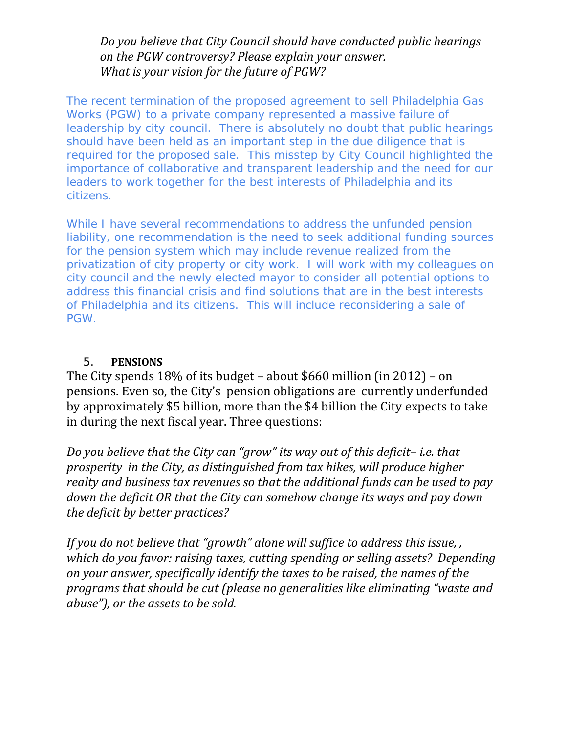*Do you believe that City Council should have conducted public hearings on the PGW controversy? Please explain your answer.*
*What is your vision for the future of PGW?*

The recent termination of the proposed agreement to sell Philadelphia Gas Works (PGW) to a private company represented a massive failure of leadership by city council. There is absolutely no doubt that public hearings should have been held as an important step in the due diligence that is required for the proposed sale. This misstep by City Council highlighted the importance of collaborative and transparent leadership and the need for our leaders to work together for the best interests of Philadelphia and its citizens.

While I have several recommendations to address the unfunded pension liability, one recommendation is the need to seek additional funding sources for the pension system which may include revenue realized from the privatization of city property or city work. I will work with my colleagues on city council and the newly elected mayor to consider all potential options to address this financial crisis and find solutions that are in the best interests of Philadelphia and its citizens. This will include reconsidering a sale of PGW.

5. **PENSIONS**

The City spends 18% of its budget – about $660 million (in 2012) – on pensions. Even so, the City's pension obligations are currently underfunded by approximately $5 billion, more than the $4 billion the City expects to take in during the next fiscal year. Three questions:

*Do you believe that the City can "grow" its way out of this deficit– i.e. that prosperity in the City, as distinguished from tax hikes, will produce higher realty and business tax revenues so that the additional funds can be used to pay down the deficit OR that the City can somehow change its ways and pay down the deficit by better practices?*

*If you do not believe that "growth" alone will suffice to address this issue, , which do you favor: raising taxes, cutting spending or selling assets? Depending on your answer, specifically identify the taxes to be raised, the names of the programs that should be cut (please no generalities like eliminating "waste and abuse"), or the assets to be sold.*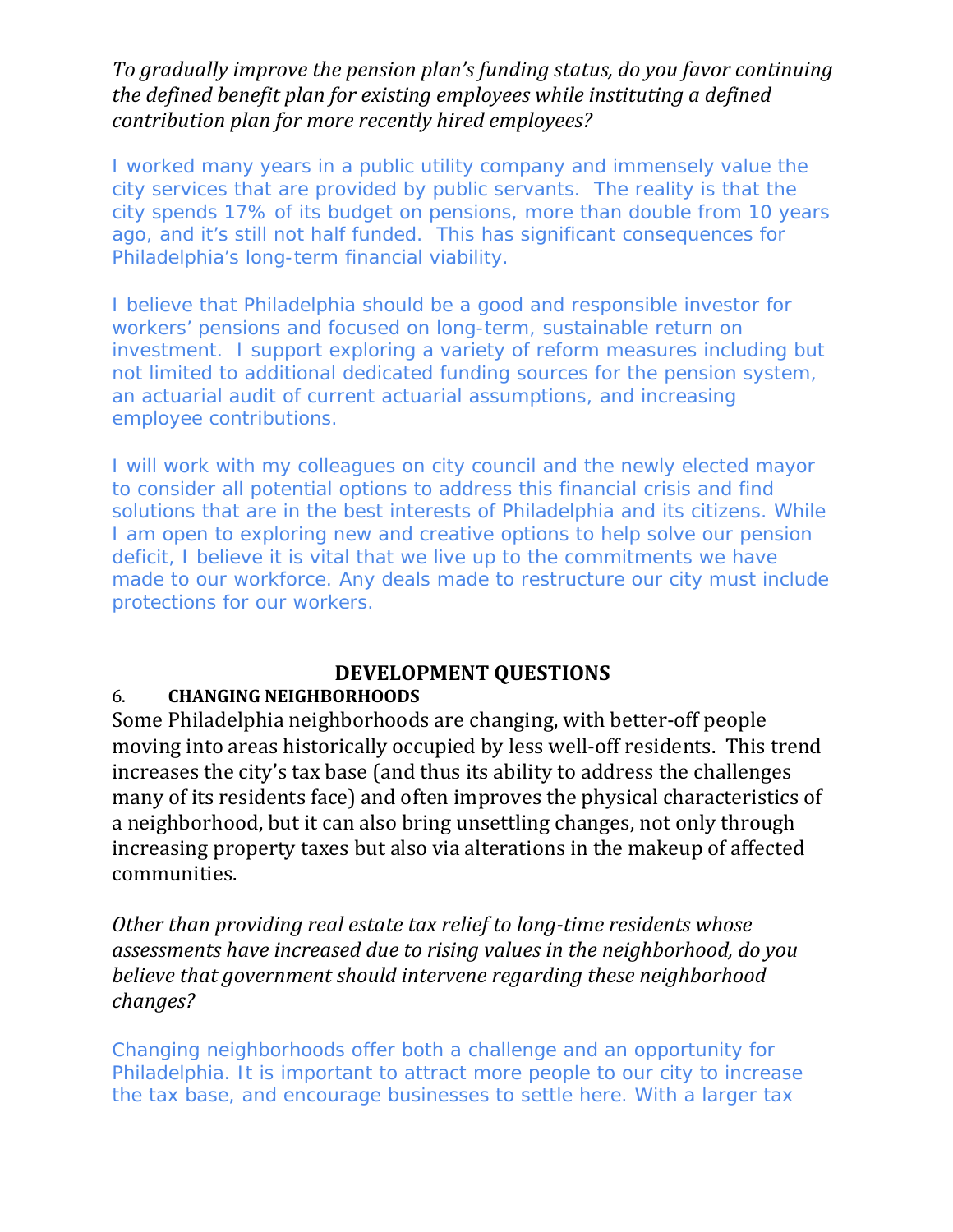*To gradually improve the pension plan's funding status, do you favor continuing the defined benefit plan for existing employees while instituting a defined contribution plan for more recently hired employees?*

I worked many years in a public utility company and immensely value the city services that are provided by public servants. The reality is that the city spends 17% of its budget on pensions, more than double from 10 years ago, and it's still not half funded. This has significant consequences for Philadelphia's long-term financial viability.

I believe that Philadelphia should be a good and responsible investor for workers' pensions and focused on long-term, sustainable return on investment. I support exploring a variety of reform measures including but not limited to additional dedicated funding sources for the pension system, an actuarial audit of current actuarial assumptions, and increasing employee contributions.

I will work with my colleagues on city council and the newly elected mayor to consider all potential options to address this financial crisis and find solutions that are in the best interests of Philadelphia and its citizens. While I am open to exploring new and creative options to help solve our pension deficit, I believe it is vital that we live up to the commitments we have made to our workforce. Any deals made to restructure our city must include protections for our workers.

## DEVELOPMENT QUESTIONS

### 6. CHANGING NEIGHBORHOODS

Some Philadelphia neighborhoods are changing, with better-off people moving into areas historically occupied by less well-off residents. This trend increases the city's tax base (and thus its ability to address the challenges many of its residents face) and often improves the physical characteristics of a neighborhood, but it can also bring unsettling changes, not only through increasing property taxes but also via alterations in the makeup of affected communities.

*Other than providing real estate tax relief to long-time residents whose assessments have increased due to rising values in the neighborhood, do you believe that government should intervene regarding these neighborhood changes?*

Changing neighborhoods offer both a challenge and an opportunity for Philadelphia. It is important to attract more people to our city to increase the tax base, and encourage businesses to settle here. With a larger tax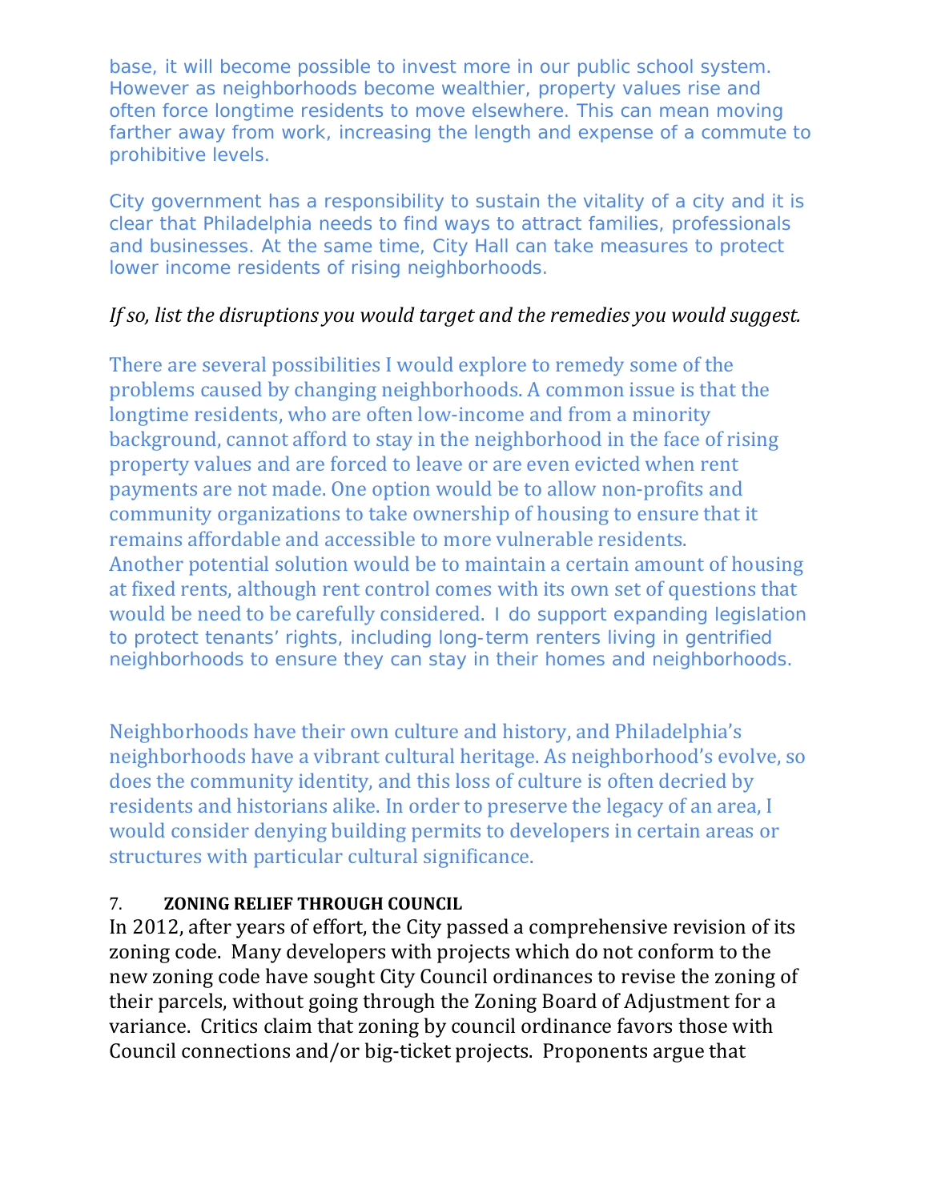base, it will become possible to invest more in our public school system. However as neighborhoods become wealthier, property values rise and often force longtime residents to move elsewhere. This can mean moving farther away from work, increasing the length and expense of a commute to prohibitive levels.

City government has a responsibility to sustain the vitality of a city and it is clear that Philadelphia needs to find ways to attract families, professionals and businesses. At the same time, City Hall can take measures to protect lower income residents of rising neighborhoods.

*If so, list the disruptions you would target and the remedies you would suggest.*

There are several possibilities I would explore to remedy some of the problems caused by changing neighborhoods. A common issue is that the longtime residents, who are often low-income and from a minority background, cannot afford to stay in the neighborhood in the face of rising property values and are forced to leave or are even evicted when rent payments are not made. One option would be to allow non-profits and community organizations to take ownership of housing to ensure that it remains affordable and accessible to more vulnerable residents. Another potential solution would be to maintain a certain amount of housing at fixed rents, although rent control comes with its own set of questions that would be need to be carefully considered. I do support expanding legislation to protect tenants' rights, including long-term renters living in gentrified neighborhoods to ensure they can stay in their homes and neighborhoods.

Neighborhoods have their own culture and history, and Philadelphia's neighborhoods have a vibrant cultural heritage. As neighborhood's evolve, so does the community identity, and this loss of culture is often decried by residents and historians alike. In order to preserve the legacy of an area, I would consider denying building permits to developers in certain areas or structures with particular cultural significance.

## 7. ZONING RELIEF THROUGH COUNCIL

In 2012, after years of effort, the City passed a comprehensive revision of its zoning code. Many developers with projects which do not conform to the new zoning code have sought City Council ordinances to revise the zoning of their parcels, without going through the Zoning Board of Adjustment for a variance. Critics claim that zoning by council ordinance favors those with Council connections and/or big-ticket projects. Proponents argue that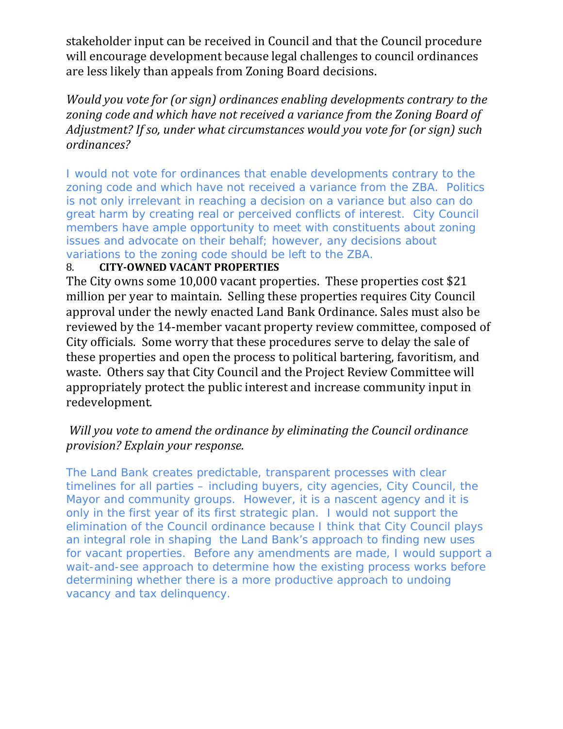stakeholder input can be received in Council and that the Council procedure will encourage development because legal challenges to council ordinances are less likely than appeals from Zoning Board decisions.

*Would you vote for (or sign) ordinances enabling developments contrary to the zoning code and which have not received a variance from the Zoning Board of Adjustment? If so, under what circumstances would you vote for (or sign) such ordinances?*

I would not vote for ordinances that enable developments contrary to the zoning code and which have not received a variance from the ZBA. Politics is not only irrelevant in reaching a decision on a variance but also can do great harm by creating real or perceived conflicts of interest. City Council members have ample opportunity to meet with constituents about zoning issues and advocate on their behalf; however, any decisions about variations to the zoning code should be left to the ZBA.

8. **CITY-OWNED VACANT PROPERTIES**

The City owns some 10,000 vacant properties. These properties cost $21 million per year to maintain. Selling these properties requires City Council approval under the newly enacted Land Bank Ordinance. Sales must also be reviewed by the 14-member vacant property review committee, composed of City officials. Some worry that these procedures serve to delay the sale of these properties and open the process to political bartering, favoritism, and waste. Others say that City Council and the Project Review Committee will appropriately protect the public interest and increase community input in redevelopment.

*Will you vote to amend the ordinance by eliminating the Council ordinance provision? Explain your response.*

The Land Bank creates predictable, transparent processes with clear timelines for all parties – including buyers, city agencies, City Council, the Mayor and community groups. However, it is a nascent agency and it is only in the first year of its first strategic plan. I would not support the elimination of the Council ordinance because I think that City Council plays an integral role in shaping the Land Bank's approach to finding new uses for vacant properties. Before any amendments are made, I would support a wait-and-see approach to determine how the existing process works before determining whether there is a more productive approach to undoing vacancy and tax delinquency.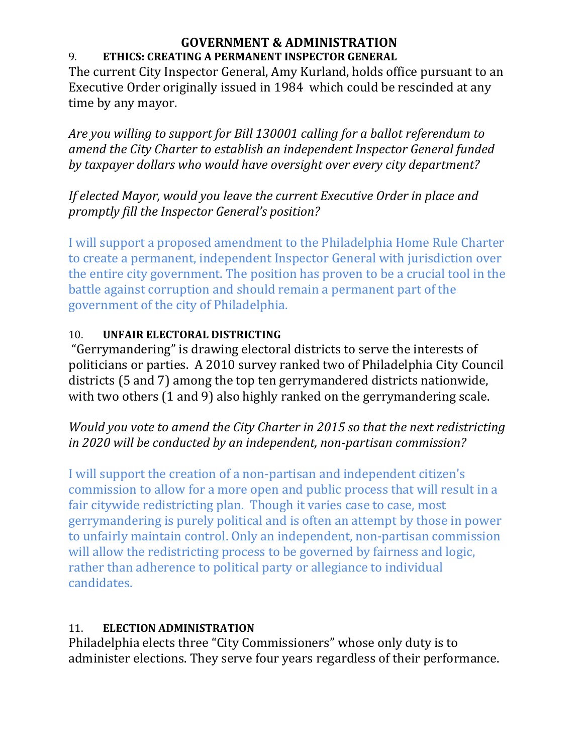# GOVERNMENT & ADMINISTRATION

## 9. ETHICS: CREATING A PERMANENT INSPECTOR GENERAL

The current City Inspector General, Amy Kurland, holds office pursuant to an Executive Order originally issued in 1984 which could be rescinded at any time by any mayor.

*Are you willing to support for Bill 130001 calling for a ballot referendum to amend the City Charter to establish an independent Inspector General funded by taxpayer dollars who would have oversight over every city department?*

*If elected Mayor, would you leave the current Executive Order in place and promptly fill the Inspector General's position?*

I will support a proposed amendment to the Philadelphia Home Rule Charter to create a permanent, independent Inspector General with jurisdiction over the entire city government. The position has proven to be a crucial tool in the battle against corruption and should remain a permanent part of the government of the city of Philadelphia.

## 10. UNFAIR ELECTORAL DISTRICTING

"Gerrymandering" is drawing electoral districts to serve the interests of politicians or parties. A 2010 survey ranked two of Philadelphia City Council districts (5 and 7) among the top ten gerrymandered districts nationwide, with two others (1 and 9) also highly ranked on the gerrymandering scale.

*Would you vote to amend the City Charter in 2015 so that the next redistricting in 2020 will be conducted by an independent, non-partisan commission?*

I will support the creation of a non-partisan and independent citizen's commission to allow for a more open and public process that will result in a fair citywide redistricting plan. Though it varies case to case, most gerrymandering is purely political and is often an attempt by those in power to unfairly maintain control. Only an independent, non-partisan commission will allow the redistricting process to be governed by fairness and logic, rather than adherence to political party or allegiance to individual candidates.

## 11. ELECTION ADMINISTRATION

Philadelphia elects three "City Commissioners" whose only duty is to administer elections. They serve four years regardless of their performance.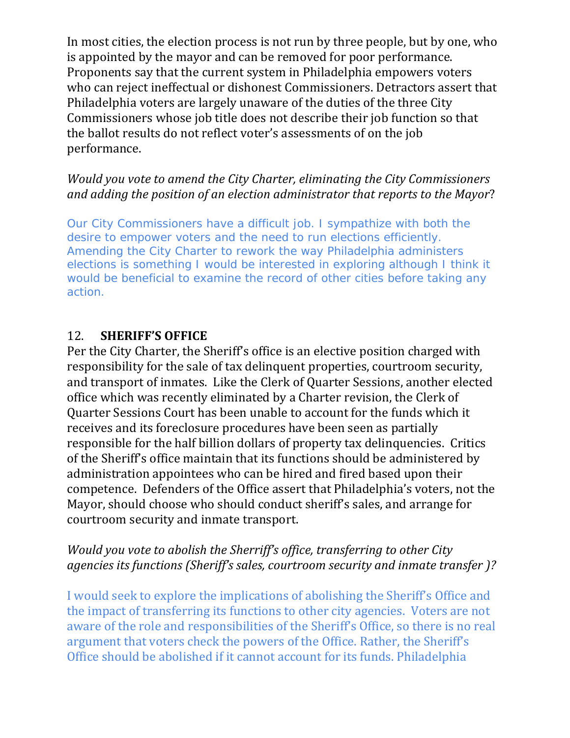In most cities, the election process is not run by three people, but by one, who is appointed by the mayor and can be removed for poor performance. Proponents say that the current system in Philadelphia empowers voters who can reject ineffectual or dishonest Commissioners. Detractors assert that Philadelphia voters are largely unaware of the duties of the three City Commissioners whose job title does not describe their job function so that the ballot results do not reflect voter's assessments of on the job performance.

*Would you vote to amend the City Charter, eliminating the City Commissioners and adding the position of an election administrator that reports to the Mayor?*

Our City Commissioners have a difficult job. I sympathize with both the desire to empower voters and the need to run elections efficiently. Amending the City Charter to rework the way Philadelphia administers elections is something I would be interested in exploring although I think it would be beneficial to examine the record of other cities before taking any action.

## 12. SHERIFF'S OFFICE

Per the City Charter, the Sheriff's office is an elective position charged with responsibility for the sale of tax delinquent properties, courtroom security, and transport of inmates. Like the Clerk of Quarter Sessions, another elected office which was recently eliminated by a Charter revision, the Clerk of Quarter Sessions Court has been unable to account for the funds which it receives and its foreclosure procedures have been seen as partially responsible for the half billion dollars of property tax delinquencies. Critics of the Sheriff's office maintain that its functions should be administered by administration appointees who can be hired and fired based upon their competence. Defenders of the Office assert that Philadelphia's voters, not the Mayor, should choose who should conduct sheriff's sales, and arrange for courtroom security and inmate transport.

*Would you vote to abolish the Sherriff's office, transferring to other City agencies its functions (Sheriff's sales, courtroom security and inmate transfer )?*

I would seek to explore the implications of abolishing the Sheriff's Office and the impact of transferring its functions to other city agencies. Voters are not aware of the role and responsibilities of the Sheriff's Office, so there is no real argument that voters check the powers of the Office. Rather, the Sheriff's Office should be abolished if it cannot account for its funds. Philadelphia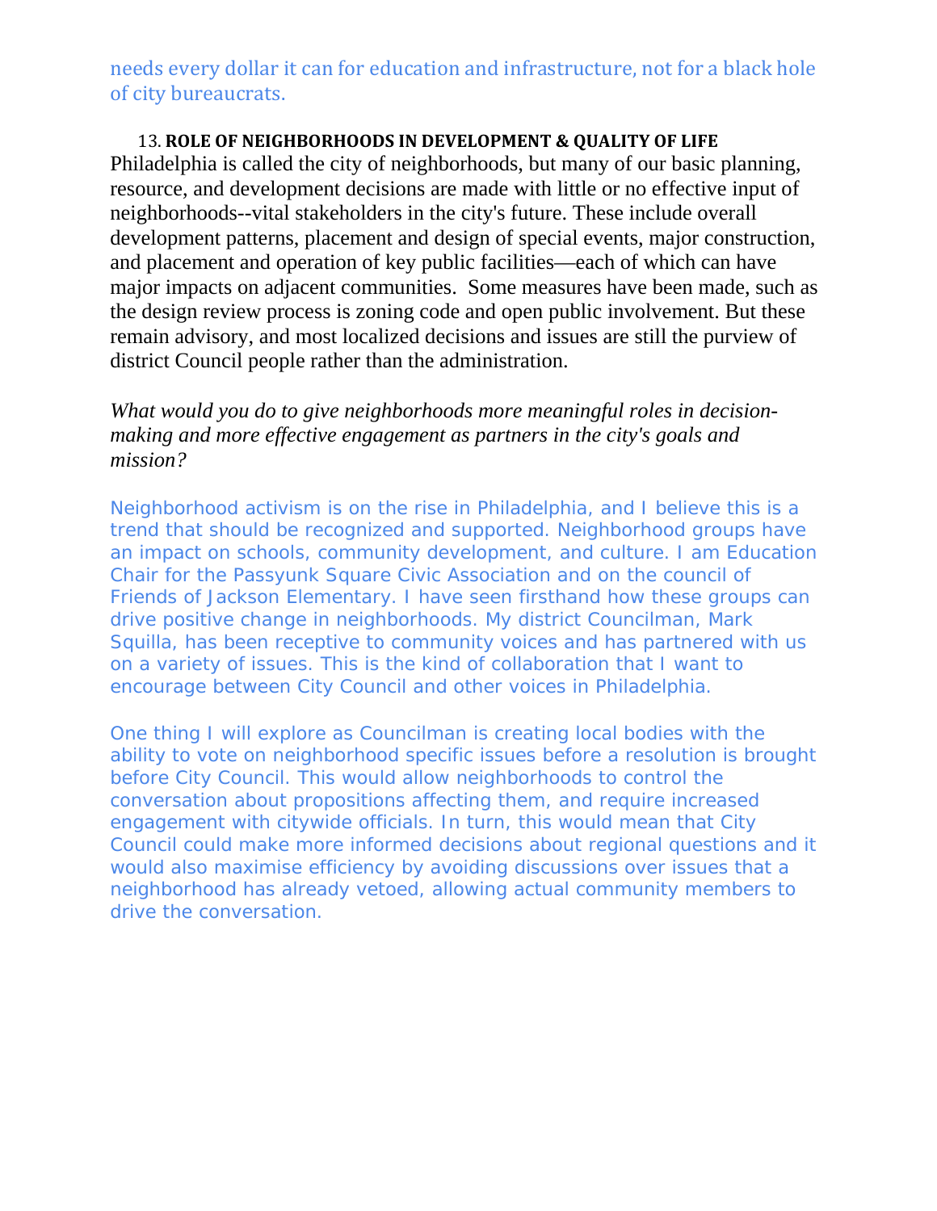needs every dollar it can for education and infrastructure, not for a black hole of city bureaucrats.

13. **ROLE OF NEIGHBORHOODS IN DEVELOPMENT & QUALITY OF LIFE**

Philadelphia is called the city of neighborhoods, but many of our basic planning, resource, and development decisions are made with little or no effective input of neighborhoods--vital stakeholders in the city's future. These include overall development patterns, placement and design of special events, major construction, and placement and operation of key public facilities—each of which can have major impacts on adjacent communities. Some measures have been made, such as the design review process is zoning code and open public involvement. But these remain advisory, and most localized decisions and issues are still the purview of district Council people rather than the administration.

*What would you do to give neighborhoods more meaningful roles in decision-making and more effective engagement as partners in the city's goals and mission?*

Neighborhood activism is on the rise in Philadelphia, and I believe this is a trend that should be recognized and supported. Neighborhood groups have an impact on schools, community development, and culture. I am Education Chair for the Passyunk Square Civic Association and on the council of Friends of Jackson Elementary. I have seen firsthand how these groups can drive positive change in neighborhoods. My district Councilman, Mark Squilla, has been receptive to community voices and has partnered with us on a variety of issues. This is the kind of collaboration that I want to encourage between City Council and other voices in Philadelphia.

One thing I will explore as Councilman is creating local bodies with the ability to vote on neighborhood specific issues before a resolution is brought before City Council. This would allow neighborhoods to control the conversation about propositions affecting them, and require increased engagement with citywide officials. In turn, this would mean that City Council could make more informed decisions about regional questions and it would also maximise efficiency by avoiding discussions over issues that a neighborhood has already vetoed, allowing actual community members to drive the conversation.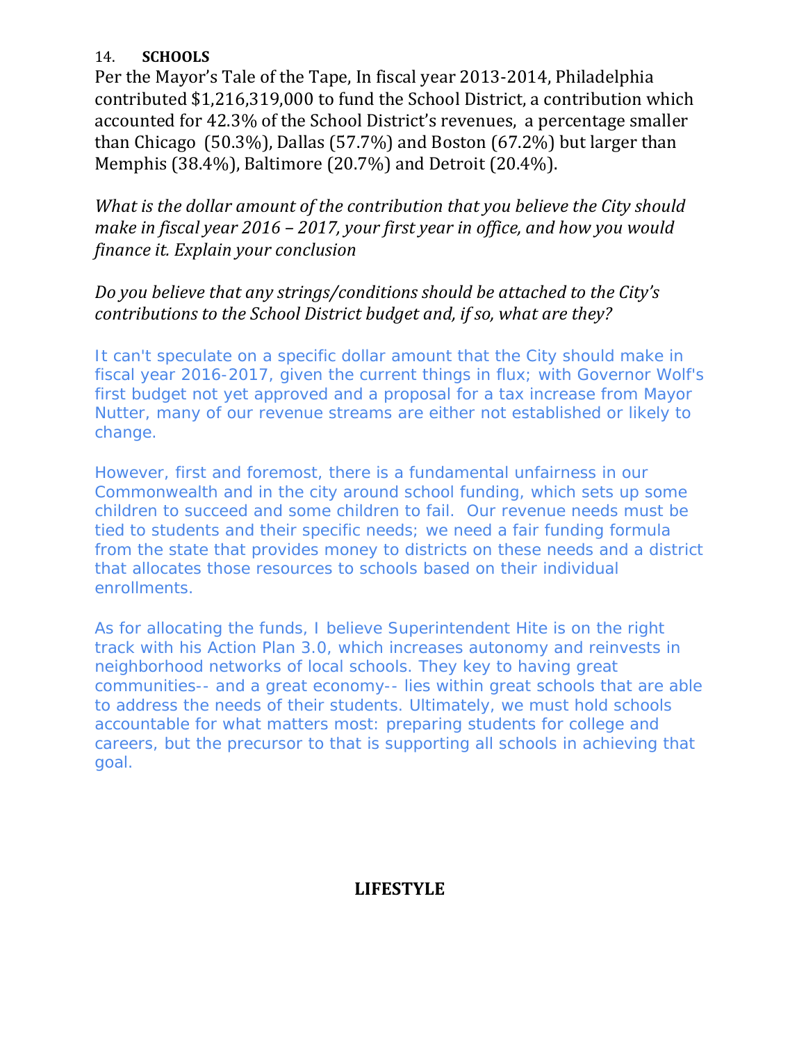14. **SCHOOLS**

Per the Mayor's Tale of the Tape, In fiscal year 2013-2014, Philadelphia contributed $1,216,319,000 to fund the School District, a contribution which accounted for 42.3% of the School District's revenues, a percentage smaller than Chicago (50.3%), Dallas (57.7%) and Boston (67.2%) but larger than Memphis (38.4%), Baltimore (20.7%) and Detroit (20.4%).

*What is the dollar amount of the contribution that you believe the City should make in fiscal year 2016 – 2017, your first year in office, and how you would finance it. Explain your conclusion*

*Do you believe that any strings/conditions should be attached to the City's contributions to the School District budget and, if so, what are they?*

It can't speculate on a specific dollar amount that the City should make in fiscal year 2016-2017, given the current things in flux; with Governor Wolf's first budget not yet approved and a proposal for a tax increase from Mayor Nutter, many of our revenue streams are either not established or likely to change.

However, first and foremost, there is a fundamental unfairness in our Commonwealth and in the city around school funding, which sets up some children to succeed and some children to fail. Our revenue needs must be tied to students and their specific needs; we need a fair funding formula from the state that provides money to districts on these needs and a district that allocates those resources to schools based on their individual enrollments.

As for allocating the funds, I believe Superintendent Hite is on the right track with his Action Plan 3.0, which increases autonomy and reinvests in neighborhood networks of local schools. They key to having great communities-- and a great economy-- lies within great schools that are able to address the needs of their students. Ultimately, we must hold schools accountable for what matters most: preparing students for college and careers, but the precursor to that is supporting all schools in achieving that goal.

## LIFESTYLE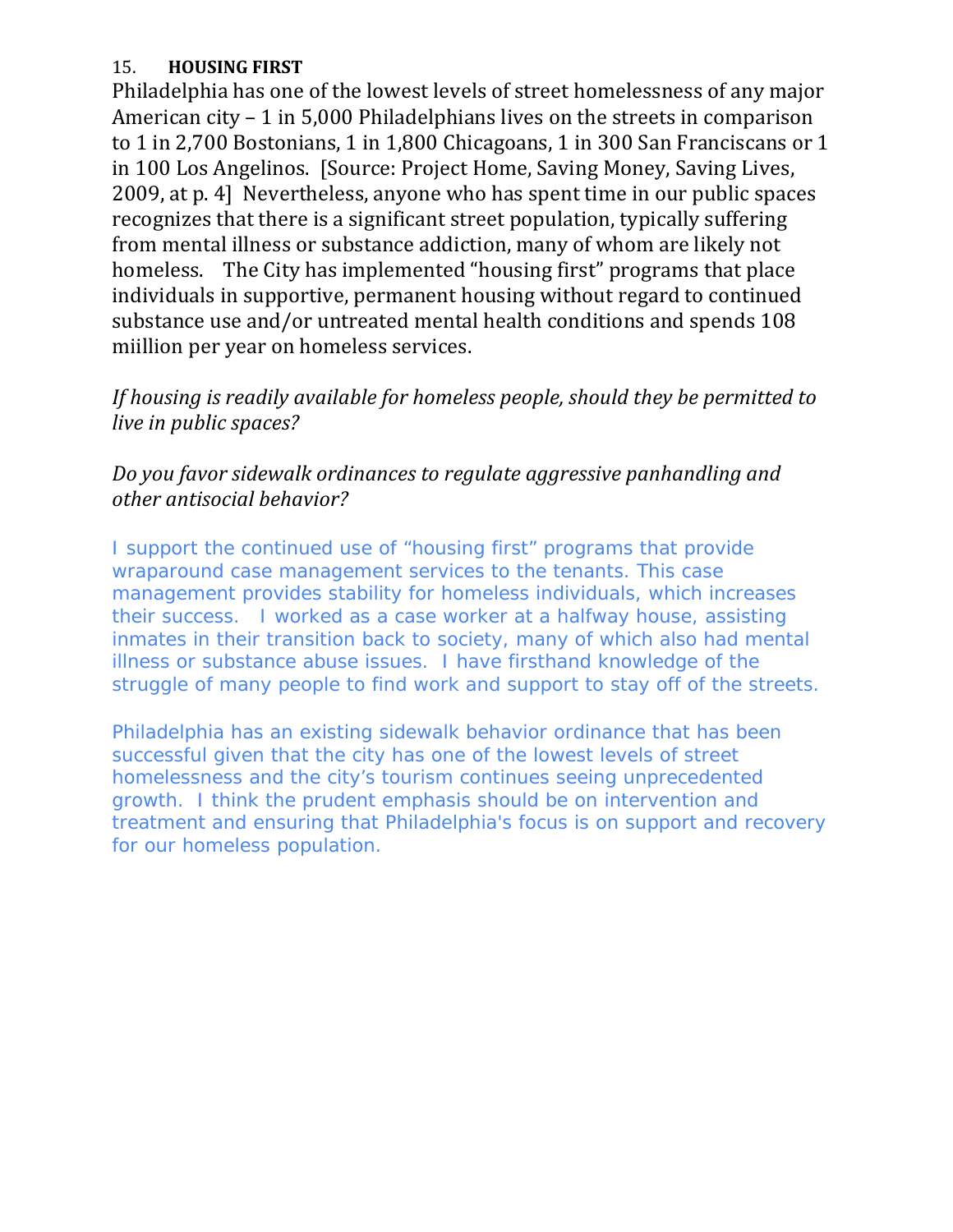15. **HOUSING FIRST**

Philadelphia has one of the lowest levels of street homelessness of any major American city – 1 in 5,000 Philadelphians lives on the streets in comparison to 1 in 2,700 Bostonians, 1 in 1,800 Chicagoans, 1 in 300 San Franciscans or 1 in 100 Los Angelinos. [Source: Project Home, Saving Money, Saving Lives, 2009, at p. 4] Nevertheless, anyone who has spent time in our public spaces recognizes that there is a significant street population, typically suffering from mental illness or substance addiction, many of whom are likely not homeless. The City has implemented "housing first" programs that place individuals in supportive, permanent housing without regard to continued substance use and/or untreated mental health conditions and spends 108 miillion per year on homeless services.

*If housing is readily available for homeless people, should they be permitted to live in public spaces?*

*Do you favor sidewalk ordinances to regulate aggressive panhandling and other antisocial behavior?*

I support the continued use of "housing first" programs that provide wraparound case management services to the tenants. This case management provides stability for homeless individuals, which increases their success. I worked as a case worker at a halfway house, assisting inmates in their transition back to society, many of which also had mental illness or substance abuse issues. I have firsthand knowledge of the struggle of many people to find work and support to stay off of the streets.

Philadelphia has an existing sidewalk behavior ordinance that has been successful given that the city has one of the lowest levels of street homelessness and the city's tourism continues seeing unprecedented growth. I think the prudent emphasis should be on intervention and treatment and ensuring that Philadelphia's focus is on support and recovery for our homeless population.